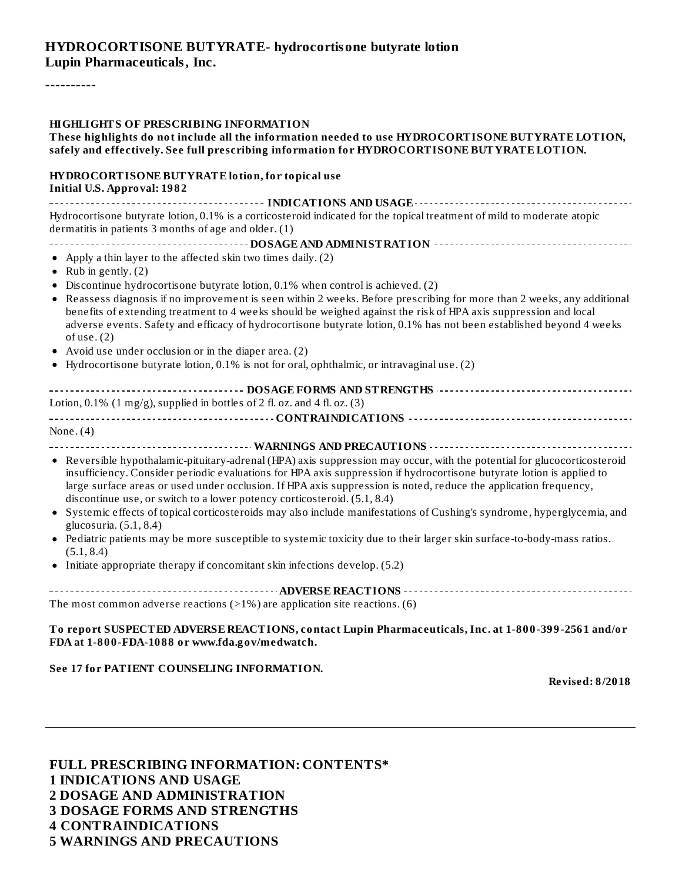# HYDROCORTISONE BUTYRATE- hydrocortisone butyrate lotion
**Lupin Pharmaceuticals, Inc.**

----------

**HIGHLIGHTS OF PRESCRIBING INFORMATION**
**These highlights do not include all the information needed to use HYDROCORTISONE BUTYRATE LOTION, safely and effectively. See full prescribing information for HYDROCORTISONE BUTYRATE LOTION.**

**HYDROCORTISONE BUTYRATE lotion, for topical use**
**Initial U.S. Approval: 1982**

**INDICATIONS AND USAGE**

Hydrocortisone butyrate lotion, 0.1% is a corticosteroid indicated for the topical treatment of mild to moderate atopic dermatitis in patients 3 months of age and older. (1)

**DOSAGE AND ADMINISTRATION**

- Apply a thin layer to the affected skin two times daily. (2)
- Rub in gently. (2)
- Discontinue hydrocortisone butyrate lotion, 0.1% when control is achieved. (2)
- Reassess diagnosis if no improvement is seen within 2 weeks. Before prescribing for more than 2 weeks, any additional benefits of extending treatment to 4 weeks should be weighed against the risk of HPA axis suppression and local adverse events. Safety and efficacy of hydrocortisone butyrate lotion, 0.1% has not been established beyond 4 weeks of use. (2)
- Avoid use under occlusion or in the diaper area. (2)
- Hydrocortisone butyrate lotion, 0.1% is not for oral, ophthalmic, or intravaginal use. (2)

**DOSAGE FORMS AND STRENGTHS**

Lotion, 0.1% (1 mg/g), supplied in bottles of 2 fl. oz. and 4 fl. oz. (3)

**CONTRAINDICATIONS**

None. (4)

**WARNINGS AND PRECAUTIONS**

- Reversible hypothalamic-pituitary-adrenal (HPA) axis suppression may occur, with the potential for glucocorticosteroid insufficiency. Consider periodic evaluations for HPA axis suppression if hydrocortisone butyrate lotion is applied to large surface areas or used under occlusion. If HPA axis suppression is noted, reduce the application frequency, discontinue use, or switch to a lower potency corticosteroid. (5.1, 8.4)
- Systemic effects of topical corticosteroids may also include manifestations of Cushing's syndrome, hyperglycemia, and glucosuria. (5.1, 8.4)
- Pediatric patients may be more susceptible to systemic toxicity due to their larger skin surface-to-body-mass ratios. (5.1, 8.4)
- Initiate appropriate therapy if concomitant skin infections develop. (5.2)

**ADVERSE REACTIONS**

The most common adverse reactions (>1%) are application site reactions. (6)

**To report SUSPECTED ADVERSE REACTIONS, contact Lupin Pharmaceuticals, Inc. at 1-800-399-2561 and/or FDA at 1-800-FDA-1088 or www.fda.gov/medwatch.**

**See 17 for PATIENT COUNSELING INFORMATION.**

**Revised: 8/2018**

---

**FULL PRESCRIBING INFORMATION: CONTENTS***
**1 INDICATIONS AND USAGE**
**2 DOSAGE AND ADMINISTRATION**
**3 DOSAGE FORMS AND STRENGTHS**
**4 CONTRAINDICATIONS**
**5 WARNINGS AND PRECAUTIONS**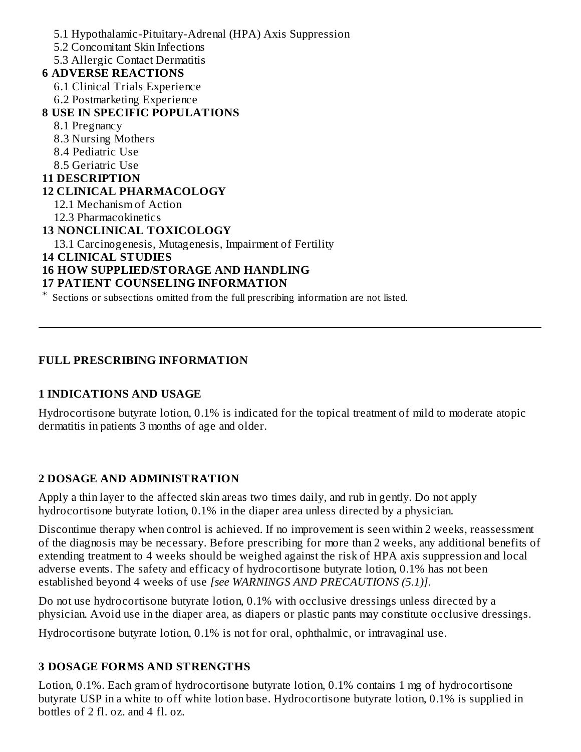5.1 Hypothalamic-Pituitary-Adrenal (HPA) Axis Suppression
5.2 Concomitant Skin Infections
5.3 Allergic Contact Dermatitis

**6 ADVERSE REACTIONS**

6.1 Clinical Trials Experience
6.2 Postmarketing Experience

**8 USE IN SPECIFIC POPULATIONS**

8.1 Pregnancy
8.3 Nursing Mothers
8.4 Pediatric Use
8.5 Geriatric Use

**11 DESCRIPTION**

**12 CLINICAL PHARMACOLOGY**

12.1 Mechanism of Action
12.3 Pharmacokinetics

**13 NONCLINICAL TOXICOLOGY**

13.1 Carcinogenesis, Mutagenesis, Impairment of Fertility

**14 CLINICAL STUDIES**

**16 HOW SUPPLIED/STORAGE AND HANDLING**

**17 PATIENT COUNSELING INFORMATION**

* Sections or subsections omitted from the full prescribing information are not listed.

---

## FULL PRESCRIBING INFORMATION

### 1 INDICATIONS AND USAGE

Hydrocortisone butyrate lotion, 0.1% is indicated for the topical treatment of mild to moderate atopic dermatitis in patients 3 months of age and older.

### 2 DOSAGE AND ADMINISTRATION

Apply a thin layer to the affected skin areas two times daily, and rub in gently. Do not apply hydrocortisone butyrate lotion, 0.1% in the diaper area unless directed by a physician.

Discontinue therapy when control is achieved. If no improvement is seen within 2 weeks, reassessment of the diagnosis may be necessary. Before prescribing for more than 2 weeks, any additional benefits of extending treatment to 4 weeks should be weighed against the risk of HPA axis suppression and local adverse events. The safety and efficacy of hydrocortisone butyrate lotion, 0.1% has not been established beyond 4 weeks of use *[see WARNINGS AND PRECAUTIONS (5.1)]*.

Do not use hydrocortisone butyrate lotion, 0.1% with occlusive dressings unless directed by a physician. Avoid use in the diaper area, as diapers or plastic pants may constitute occlusive dressings.

Hydrocortisone butyrate lotion, 0.1% is not for oral, ophthalmic, or intravaginal use.

### 3 DOSAGE FORMS AND STRENGTHS

Lotion, 0.1%. Each gram of hydrocortisone butyrate lotion, 0.1% contains 1 mg of hydrocortisone butyrate USP in a white to off white lotion base. Hydrocortisone butyrate lotion, 0.1% is supplied in bottles of 2 fl. oz. and 4 fl. oz.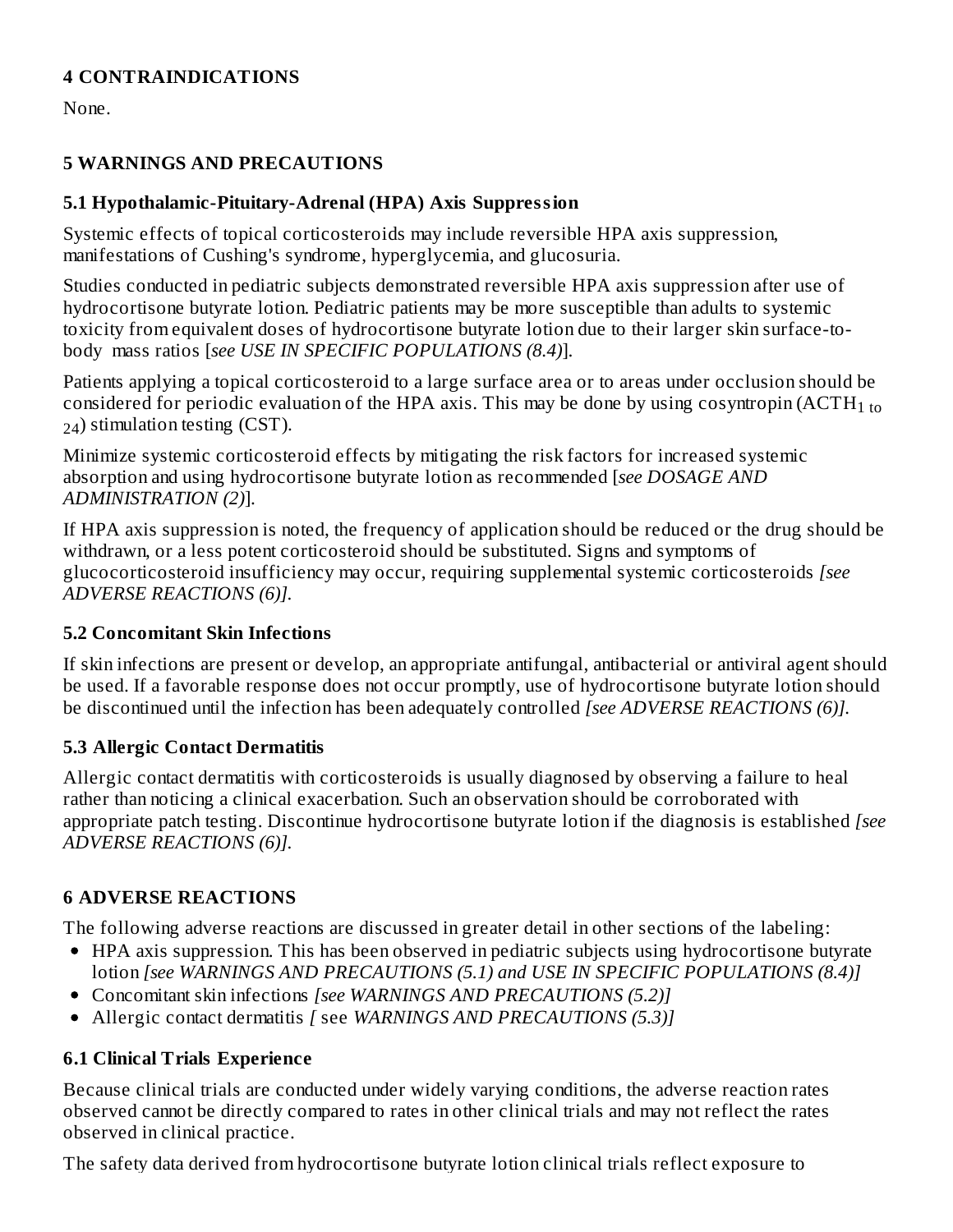## 4 CONTRAINDICATIONS

None.

## 5 WARNINGS AND PRECAUTIONS

### 5.1 Hypothalamic-Pituitary-Adrenal (HPA) Axis Suppression

Systemic effects of topical corticosteroids may include reversible HPA axis suppression, manifestations of Cushing's syndrome, hyperglycemia, and glucosuria.

Studies conducted in pediatric subjects demonstrated reversible HPA axis suppression after use of hydrocortisone butyrate lotion. Pediatric patients may be more susceptible than adults to systemic toxicity from equivalent doses of hydrocortisone butyrate lotion due to their larger skin surface-to-body mass ratios [*see USE IN SPECIFIC POPULATIONS (8.4)*].

Patients applying a topical corticosteroid to a large surface area or to areas under occlusion should be considered for periodic evaluation of the HPA axis. This may be done by using cosyntropin ($ACTH_{1\ to\ 24}$) stimulation testing (CST).

Minimize systemic corticosteroid effects by mitigating the risk factors for increased systemic absorption and using hydrocortisone butyrate lotion as recommended [*see DOSAGE AND ADMINISTRATION (2)*].

If HPA axis suppression is noted, the frequency of application should be reduced or the drug should be withdrawn, or a less potent corticosteroid should be substituted. Signs and symptoms of glucocorticosteroid insufficiency may occur, requiring supplemental systemic corticosteroids *[see ADVERSE REACTIONS (6)].*

### 5.2 Concomitant Skin Infections

If skin infections are present or develop, an appropriate antifungal, antibacterial or antiviral agent should be used. If a favorable response does not occur promptly, use of hydrocortisone butyrate lotion should be discontinued until the infection has been adequately controlled *[see ADVERSE REACTIONS (6)].*

### 5.3 Allergic Contact Dermatitis

Allergic contact dermatitis with corticosteroids is usually diagnosed by observing a failure to heal rather than noticing a clinical exacerbation. Such an observation should be corroborated with appropriate patch testing. Discontinue hydrocortisone butyrate lotion if the diagnosis is established *[see ADVERSE REACTIONS (6)].*

## 6 ADVERSE REACTIONS

The following adverse reactions are discussed in greater detail in other sections of the labeling:

- HPA axis suppression. This has been observed in pediatric subjects using hydrocortisone butyrate lotion *[see WARNINGS AND PRECAUTIONS (5.1) and USE IN SPECIFIC POPULATIONS (8.4)]*
- Concomitant skin infections *[see WARNINGS AND PRECAUTIONS (5.2)]*
- Allergic contact dermatitis *[* see *WARNINGS AND PRECAUTIONS (5.3)]*

### 6.1 Clinical Trials Experience

Because clinical trials are conducted under widely varying conditions, the adverse reaction rates observed cannot be directly compared to rates in other clinical trials and may not reflect the rates observed in clinical practice.

The safety data derived from hydrocortisone butyrate lotion clinical trials reflect exposure to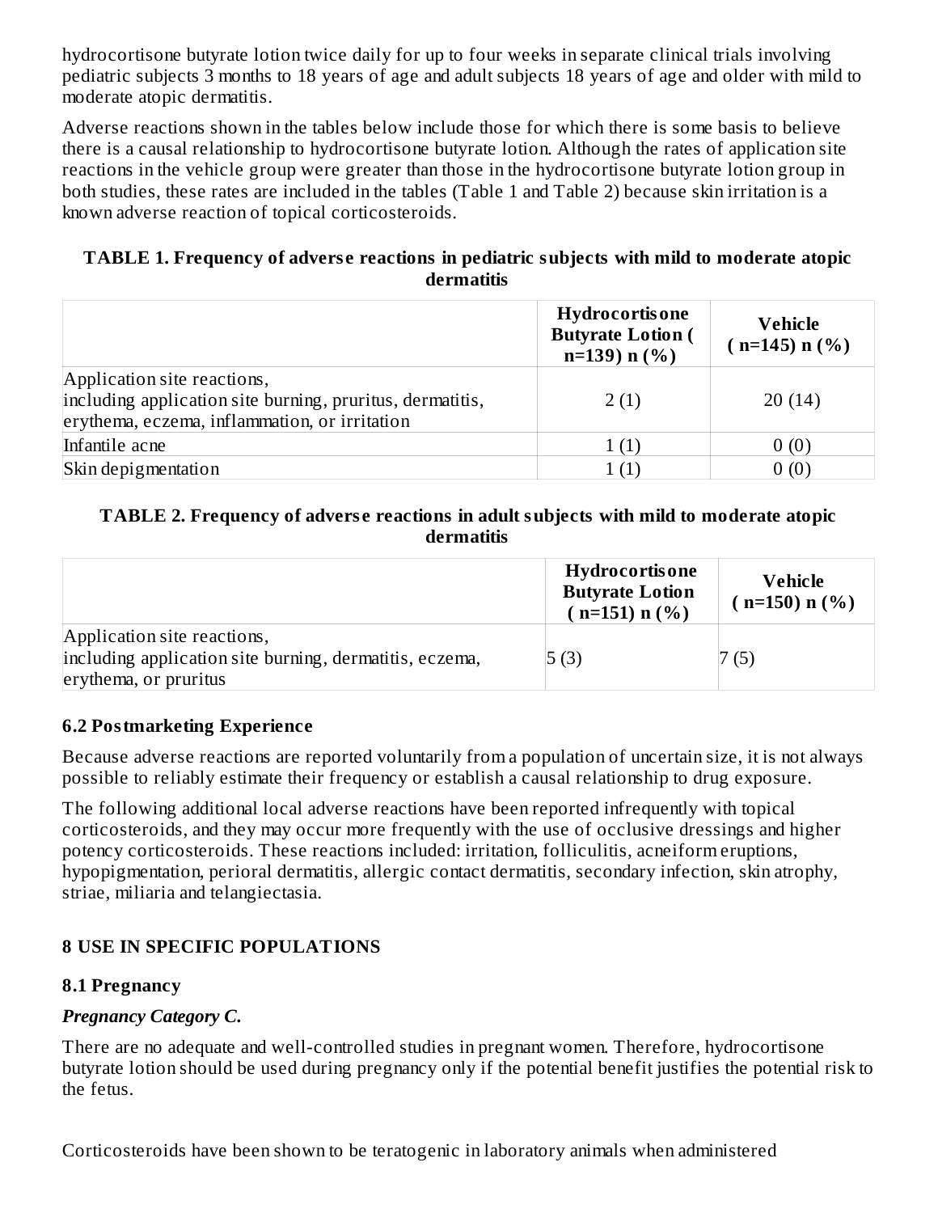hydrocortisone butyrate lotion twice daily for up to four weeks in separate clinical trials involving pediatric subjects 3 months to 18 years of age and adult subjects 18 years of age and older with mild to moderate atopic dermatitis.

Adverse reactions shown in the tables below include those for which there is some basis to believe there is a causal relationship to hydrocortisone butyrate lotion. Although the rates of application site reactions in the vehicle group were greater than those in the hydrocortisone butyrate lotion group in both studies, these rates are included in the tables (Table 1 and Table 2) because skin irritation is a known adverse reaction of topical corticosteroids.

**TABLE 1. Frequency of adverse reactions in pediatric subjects with mild to moderate atopic dermatitis**

| | Hydrocortisone Butyrate Lotion ( n=139) n (%) | Vehicle ( n=145) n (%) |
|---|---|---|
| Application site reactions, including application site burning, pruritus, dermatitis, erythema, eczema, inflammation, or irritation | 2 (1) | 20 (14) |
| Infantile acne | 1 (1) | 0 (0) |
| Skin depigmentation | 1 (1) | 0 (0) |

**TABLE 2. Frequency of adverse reactions in adult subjects with mild to moderate atopic dermatitis**

| | Hydrocortisone Butyrate Lotion ( n=151) n (%) | Vehicle ( n=150) n (%) |
|---|---|---|
| Application site reactions, including application site burning, dermatitis, eczema, erythema, or pruritus | 5 (3) | 7 (5) |

### 6.2 Postmarketing Experience

Because adverse reactions are reported voluntarily from a population of uncertain size, it is not always possible to reliably estimate their frequency or establish a causal relationship to drug exposure.

The following additional local adverse reactions have been reported infrequently with topical corticosteroids, and they may occur more frequently with the use of occlusive dressings and higher potency corticosteroids. These reactions included: irritation, folliculitis, acneiform eruptions, hypopigmentation, perioral dermatitis, allergic contact dermatitis, secondary infection, skin atrophy, striae, miliaria and telangiectasia.

## 8 USE IN SPECIFIC POPULATIONS

### 8.1 Pregnancy

***Pregnancy Category C.***

There are no adequate and well-controlled studies in pregnant women. Therefore, hydrocortisone butyrate lotion should be used during pregnancy only if the potential benefit justifies the potential risk to the fetus.

Corticosteroids have been shown to be teratogenic in laboratory animals when administered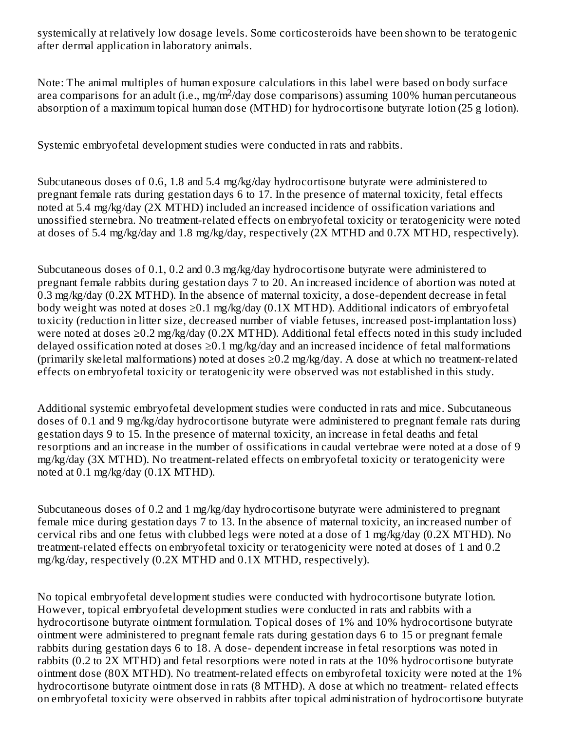systemically at relatively low dosage levels. Some corticosteroids have been shown to be teratogenic after dermal application in laboratory animals.

Note: The animal multiples of human exposure calculations in this label were based on body surface area comparisons for an adult (i.e., mg/m$^2$/day dose comparisons) assuming 100% human percutaneous absorption of a maximum topical human dose (MTHD) for hydrocortisone butyrate lotion (25 g lotion).

Systemic embryofetal development studies were conducted in rats and rabbits.

Subcutaneous doses of 0.6, 1.8 and 5.4 mg/kg/day hydrocortisone butyrate were administered to pregnant female rats during gestation days 6 to 17. In the presence of maternal toxicity, fetal effects noted at 5.4 mg/kg/day (2X MTHD) included an increased incidence of ossification variations and unossified sternebra. No treatment-related effects on embryofetal toxicity or teratogenicity were noted at doses of 5.4 mg/kg/day and 1.8 mg/kg/day, respectively (2X MTHD and 0.7X MTHD, respectively).

Subcutaneous doses of 0.1, 0.2 and 0.3 mg/kg/day hydrocortisone butyrate were administered to pregnant female rabbits during gestation days 7 to 20. An increased incidence of abortion was noted at 0.3 mg/kg/day (0.2X MTHD). In the absence of maternal toxicity, a dose-dependent decrease in fetal body weight was noted at doses ≥0.1 mg/kg/day (0.1X MTHD). Additional indicators of embryofetal toxicity (reduction in litter size, decreased number of viable fetuses, increased post-implantation loss) were noted at doses ≥0.2 mg/kg/day (0.2X MTHD). Additional fetal effects noted in this study included delayed ossification noted at doses ≥0.1 mg/kg/day and an increased incidence of fetal malformations (primarily skeletal malformations) noted at doses ≥0.2 mg/kg/day. A dose at which no treatment-related effects on embryofetal toxicity or teratogenicity were observed was not established in this study.

Additional systemic embryofetal development studies were conducted in rats and mice. Subcutaneous doses of 0.1 and 9 mg/kg/day hydrocortisone butyrate were administered to pregnant female rats during gestation days 9 to 15. In the presence of maternal toxicity, an increase in fetal deaths and fetal resorptions and an increase in the number of ossifications in caudal vertebrae were noted at a dose of 9 mg/kg/day (3X MTHD). No treatment-related effects on embryofetal toxicity or teratogenicity were noted at 0.1 mg/kg/day (0.1X MTHD).

Subcutaneous doses of 0.2 and 1 mg/kg/day hydrocortisone butyrate were administered to pregnant female mice during gestation days 7 to 13. In the absence of maternal toxicity, an increased number of cervical ribs and one fetus with clubbed legs were noted at a dose of 1 mg/kg/day (0.2X MTHD). No treatment-related effects on embryofetal toxicity or teratogenicity were noted at doses of 1 and 0.2 mg/kg/day, respectively (0.2X MTHD and 0.1X MTHD, respectively).

No topical embryofetal development studies were conducted with hydrocortisone butyrate lotion. However, topical embryofetal development studies were conducted in rats and rabbits with a hydrocortisone butyrate ointment formulation. Topical doses of 1% and 10% hydrocortisone butyrate ointment were administered to pregnant female rats during gestation days 6 to 15 or pregnant female rabbits during gestation days 6 to 18. A dose- dependent increase in fetal resorptions was noted in rabbits (0.2 to 2X MTHD) and fetal resorptions were noted in rats at the 10% hydrocortisone butyrate ointment dose (80X MTHD). No treatment-related effects on embryofetal toxicity were noted at the 1% hydrocortisone butyrate ointment dose in rats (8 MTHD). A dose at which no treatment- related effects on embryofetal toxicity were observed in rabbits after topical administration of hydrocortisone butyrate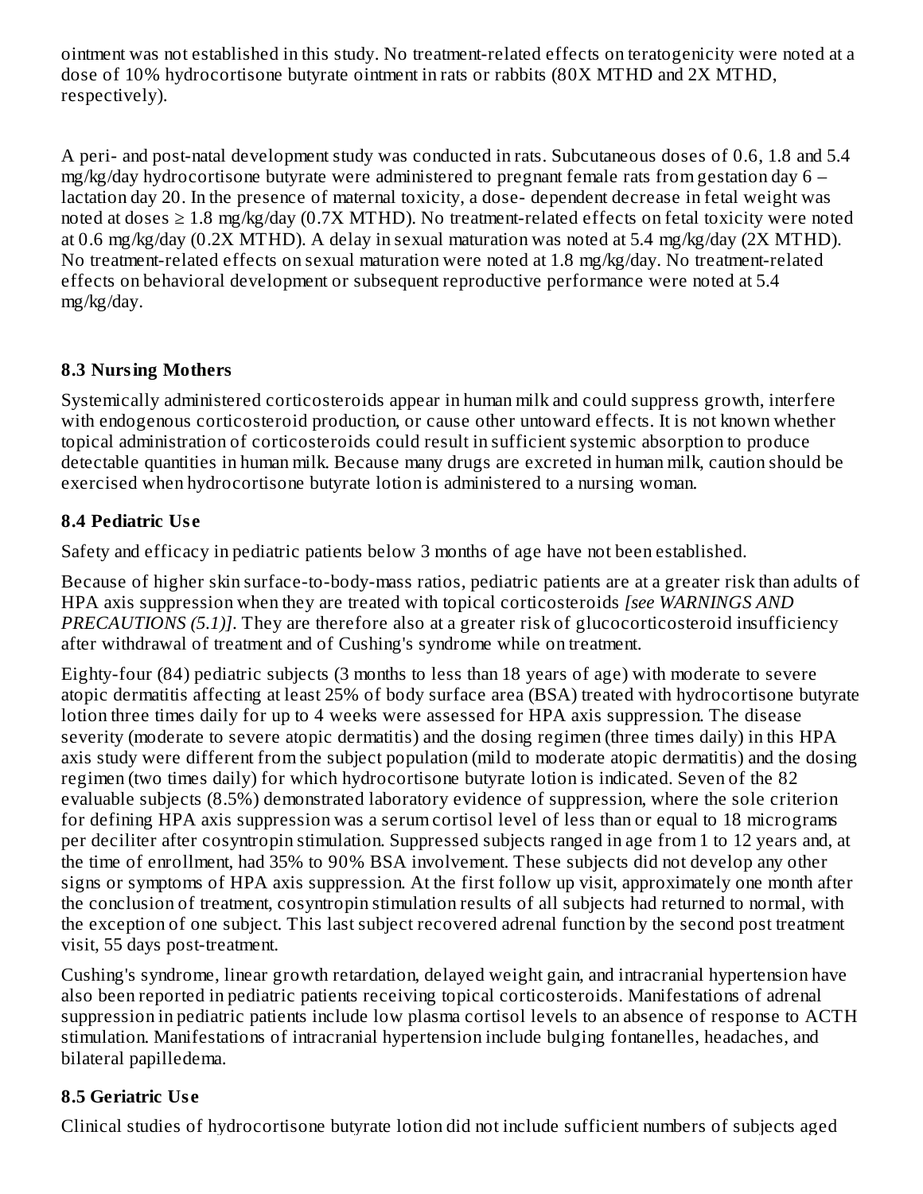ointment was not established in this study. No treatment-related effects on teratogenicity were noted at a dose of 10% hydrocortisone butyrate ointment in rats or rabbits (80X MTHD and 2X MTHD, respectively).

A peri- and post-natal development study was conducted in rats. Subcutaneous doses of 0.6, 1.8 and 5.4 mg/kg/day hydrocortisone butyrate were administered to pregnant female rats from gestation day 6 – lactation day 20. In the presence of maternal toxicity, a dose- dependent decrease in fetal weight was noted at doses ≥ 1.8 mg/kg/day (0.7X MTHD). No treatment-related effects on fetal toxicity were noted at 0.6 mg/kg/day (0.2X MTHD). A delay in sexual maturation was noted at 5.4 mg/kg/day (2X MTHD). No treatment-related effects on sexual maturation were noted at 1.8 mg/kg/day. No treatment-related effects on behavioral development or subsequent reproductive performance were noted at 5.4 mg/kg/day.

### 8.3 Nursing Mothers

Systemically administered corticosteroids appear in human milk and could suppress growth, interfere with endogenous corticosteroid production, or cause other untoward effects. It is not known whether topical administration of corticosteroids could result in sufficient systemic absorption to produce detectable quantities in human milk. Because many drugs are excreted in human milk, caution should be exercised when hydrocortisone butyrate lotion is administered to a nursing woman.

### 8.4 Pediatric Use

Safety and efficacy in pediatric patients below 3 months of age have not been established.

Because of higher skin surface-to-body-mass ratios, pediatric patients are at a greater risk than adults of HPA axis suppression when they are treated with topical corticosteroids *[see WARNINGS AND PRECAUTIONS (5.1)]*. They are therefore also at a greater risk of glucocorticosteroid insufficiency after withdrawal of treatment and of Cushing's syndrome while on treatment.

Eighty-four (84) pediatric subjects (3 months to less than 18 years of age) with moderate to severe atopic dermatitis affecting at least 25% of body surface area (BSA) treated with hydrocortisone butyrate lotion three times daily for up to 4 weeks were assessed for HPA axis suppression. The disease severity (moderate to severe atopic dermatitis) and the dosing regimen (three times daily) in this HPA axis study were different from the subject population (mild to moderate atopic dermatitis) and the dosing regimen (two times daily) for which hydrocortisone butyrate lotion is indicated. Seven of the 82 evaluable subjects (8.5%) demonstrated laboratory evidence of suppression, where the sole criterion for defining HPA axis suppression was a serum cortisol level of less than or equal to 18 micrograms per deciliter after cosyntropin stimulation. Suppressed subjects ranged in age from 1 to 12 years and, at the time of enrollment, had 35% to 90% BSA involvement. These subjects did not develop any other signs or symptoms of HPA axis suppression. At the first follow up visit, approximately one month after the conclusion of treatment, cosyntropin stimulation results of all subjects had returned to normal, with the exception of one subject. This last subject recovered adrenal function by the second post treatment visit, 55 days post-treatment.

Cushing's syndrome, linear growth retardation, delayed weight gain, and intracranial hypertension have also been reported in pediatric patients receiving topical corticosteroids. Manifestations of adrenal suppression in pediatric patients include low plasma cortisol levels to an absence of response to ACTH stimulation. Manifestations of intracranial hypertension include bulging fontanelles, headaches, and bilateral papilledema.

### 8.5 Geriatric Use

Clinical studies of hydrocortisone butyrate lotion did not include sufficient numbers of subjects aged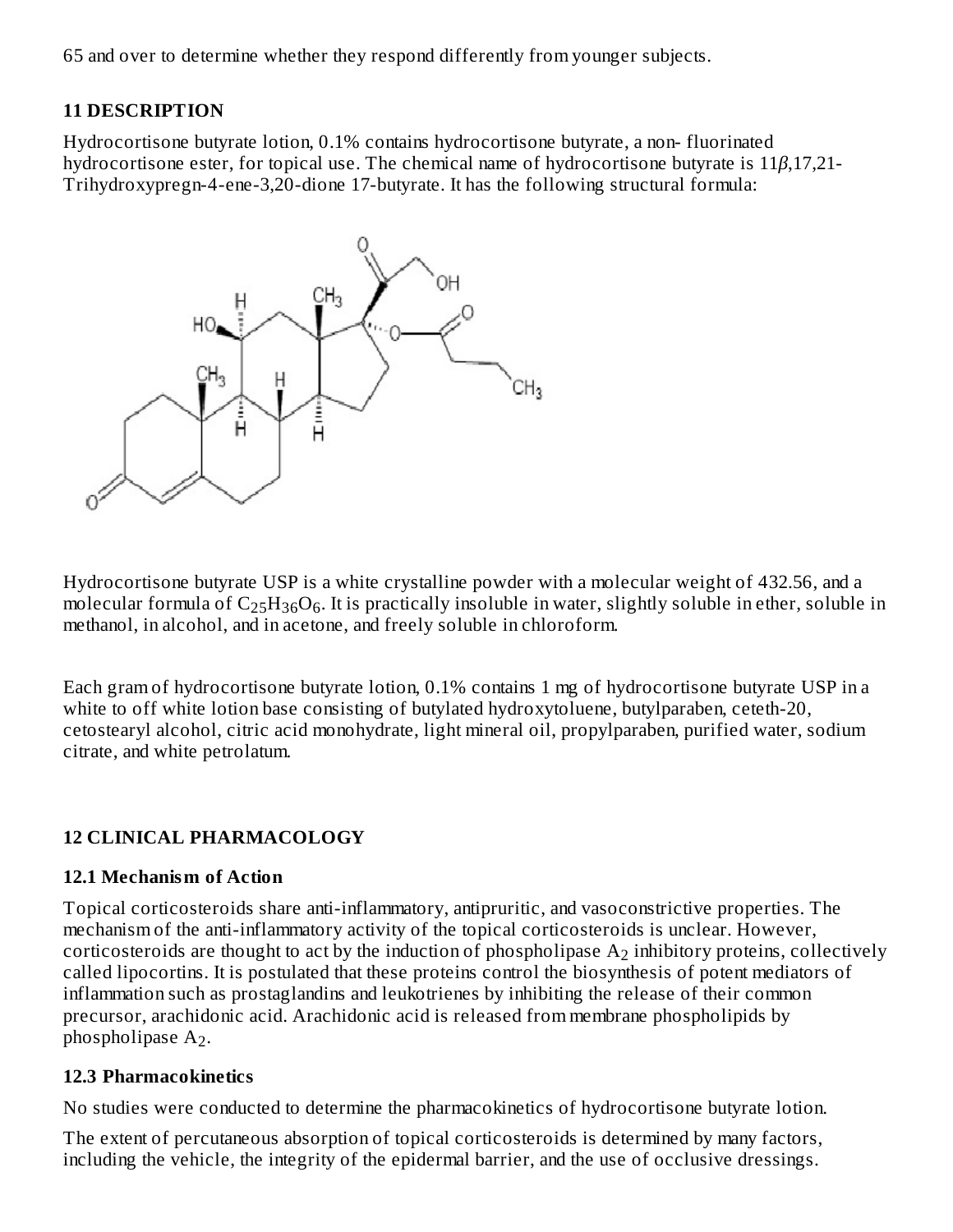65 and over to determine whether they respond differently from younger subjects.

## 11 DESCRIPTION

Hydrocortisone butyrate lotion, 0.1% contains hydrocortisone butyrate, a non- fluorinated hydrocortisone ester, for topical use. The chemical name of hydrocortisone butyrate is 11*β*,17,21-Trihydroxypregn-4-ene-3,20-dione 17-butyrate. It has the following structural formula:

Hydrocortisone butyrate USP is a white crystalline powder with a molecular weight of 432.56, and a molecular formula of $C_{25}H_{36}O_6$. It is practically insoluble in water, slightly soluble in ether, soluble in methanol, in alcohol, and in acetone, and freely soluble in chloroform.

Each gram of hydrocortisone butyrate lotion, 0.1% contains 1 mg of hydrocortisone butyrate USP in a white to off white lotion base consisting of butylated hydroxytoluene, butylparaben, ceteth-20, cetostearyl alcohol, citric acid monohydrate, light mineral oil, propylparaben, purified water, sodium citrate, and white petrolatum.

## 12 CLINICAL PHARMACOLOGY

### 12.1 Mechanism of Action

Topical corticosteroids share anti-inflammatory, antipruritic, and vasoconstrictive properties. The mechanism of the anti-inflammatory activity of the topical corticosteroids is unclear. However, corticosteroids are thought to act by the induction of phospholipase $A_2$ inhibitory proteins, collectively called lipocortins. It is postulated that these proteins control the biosynthesis of potent mediators of inflammation such as prostaglandins and leukotrienes by inhibiting the release of their common precursor, arachidonic acid. Arachidonic acid is released from membrane phospholipids by phospholipase $A_2$.

### 12.3 Pharmacokinetics

No studies were conducted to determine the pharmacokinetics of hydrocortisone butyrate lotion.

The extent of percutaneous absorption of topical corticosteroids is determined by many factors, including the vehicle, the integrity of the epidermal barrier, and the use of occlusive dressings.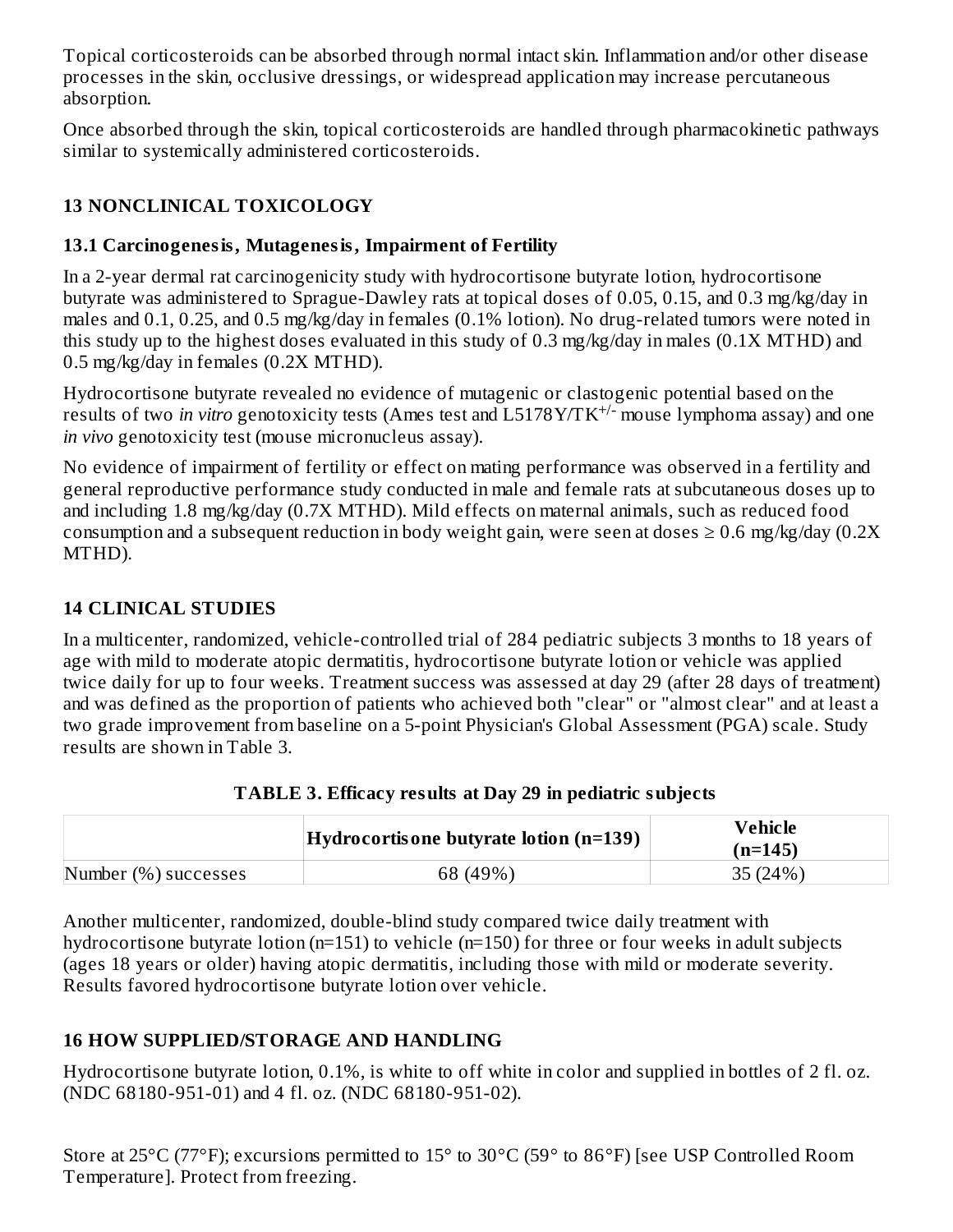Topical corticosteroids can be absorbed through normal intact skin. Inflammation and/or other disease processes in the skin, occlusive dressings, or widespread application may increase percutaneous absorption.

Once absorbed through the skin, topical corticosteroids are handled through pharmacokinetic pathways similar to systemically administered corticosteroids.

## 13 NONCLINICAL TOXICOLOGY

### 13.1 Carcinogenesis, Mutagenesis, Impairment of Fertility

In a 2-year dermal rat carcinogenicity study with hydrocortisone butyrate lotion, hydrocortisone butyrate was administered to Sprague-Dawley rats at topical doses of 0.05, 0.15, and 0.3 mg/kg/day in males and 0.1, 0.25, and 0.5 mg/kg/day in females (0.1% lotion). No drug-related tumors were noted in this study up to the highest doses evaluated in this study of 0.3 mg/kg/day in males (0.1X MTHD) and 0.5 mg/kg/day in females (0.2X MTHD).

Hydrocortisone butyrate revealed no evidence of mutagenic or clastogenic potential based on the results of two *in vitro* genotoxicity tests (Ames test and L5178Y/$TK^{+/-}$ mouse lymphoma assay) and one *in vivo* genotoxicity test (mouse micronucleus assay).

No evidence of impairment of fertility or effect on mating performance was observed in a fertility and general reproductive performance study conducted in male and female rats at subcutaneous doses up to and including 1.8 mg/kg/day (0.7X MTHD). Mild effects on maternal animals, such as reduced food consumption and a subsequent reduction in body weight gain, were seen at doses ≥ 0.6 mg/kg/day (0.2X MTHD).

## 14 CLINICAL STUDIES

In a multicenter, randomized, vehicle-controlled trial of 284 pediatric subjects 3 months to 18 years of age with mild to moderate atopic dermatitis, hydrocortisone butyrate lotion or vehicle was applied twice daily for up to four weeks. Treatment success was assessed at day 29 (after 28 days of treatment) and was defined as the proportion of patients who achieved both "clear" or "almost clear" and at least a two grade improvement from baseline on a 5-point Physician's Global Assessment (PGA) scale. Study results are shown in Table 3.

**TABLE 3. Efficacy results at Day 29 in pediatric subjects**

| | Hydrocortisone butyrate lotion (n=139) | Vehicle (n=145) |
|---|---|---|
| Number (%) successes | 68 (49%) | 35 (24%) |

Another multicenter, randomized, double-blind study compared twice daily treatment with hydrocortisone butyrate lotion (n=151) to vehicle (n=150) for three or four weeks in adult subjects (ages 18 years or older) having atopic dermatitis, including those with mild or moderate severity. Results favored hydrocortisone butyrate lotion over vehicle.

## 16 HOW SUPPLIED/STORAGE AND HANDLING

Hydrocortisone butyrate lotion, 0.1%, is white to off white in color and supplied in bottles of 2 fl. oz. (NDC 68180-951-01) and 4 fl. oz. (NDC 68180-951-02).

Store at 25°C (77°F); excursions permitted to 15° to 30°C (59° to 86°F) [see USP Controlled Room Temperature]. Protect from freezing.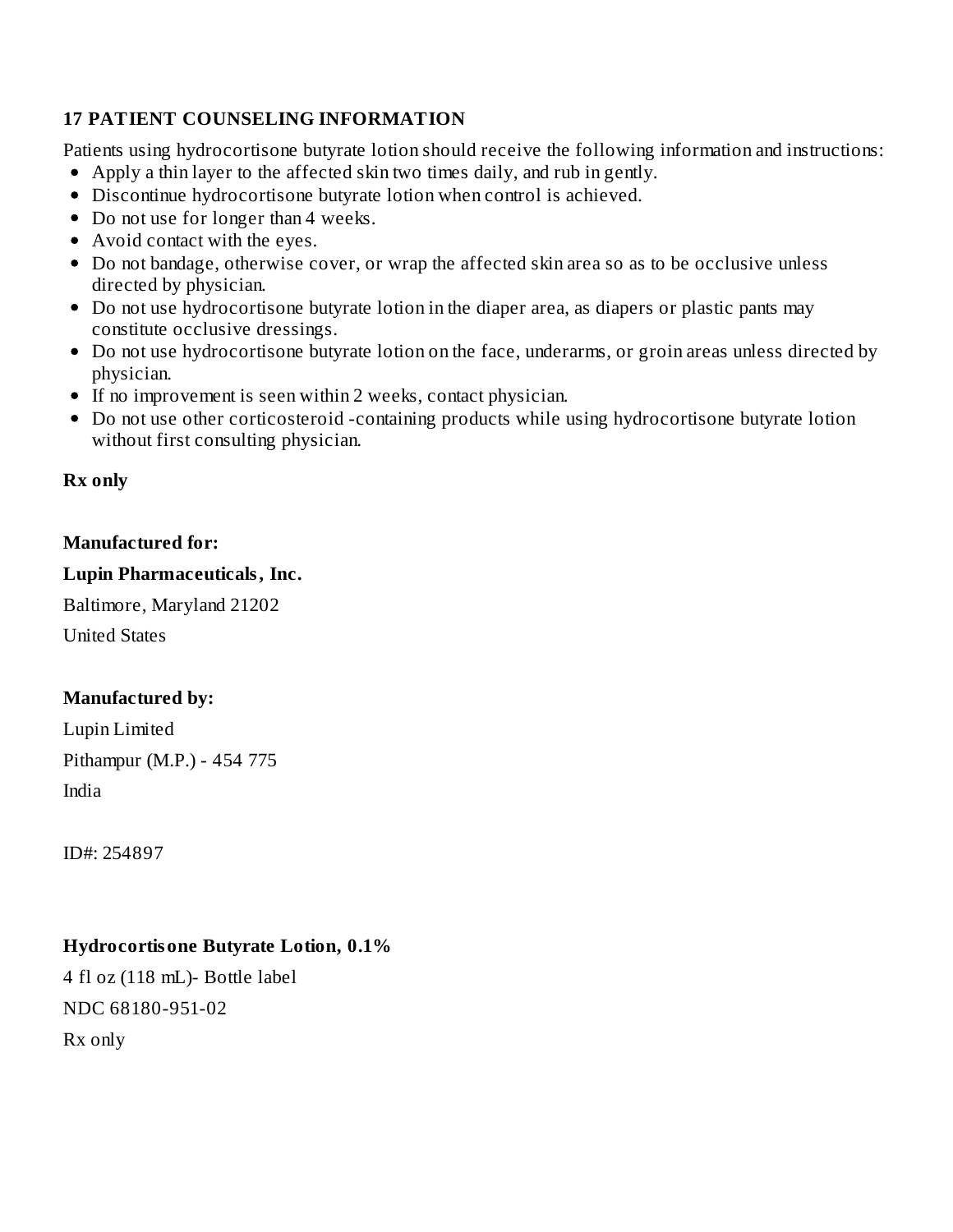## 17 PATIENT COUNSELING INFORMATION

Patients using hydrocortisone butyrate lotion should receive the following information and instructions:

- Apply a thin layer to the affected skin two times daily, and rub in gently.
- Discontinue hydrocortisone butyrate lotion when control is achieved.
- Do not use for longer than 4 weeks.
- Avoid contact with the eyes.
- Do not bandage, otherwise cover, or wrap the affected skin area so as to be occlusive unless directed by physician.
- Do not use hydrocortisone butyrate lotion in the diaper area, as diapers or plastic pants may constitute occlusive dressings.
- Do not use hydrocortisone butyrate lotion on the face, underarms, or groin areas unless directed by physician.
- If no improvement is seen within 2 weeks, contact physician.
- Do not use other corticosteroid -containing products while using hydrocortisone butyrate lotion without first consulting physician.

**Rx only**

**Manufactured for:**

**Lupin Pharmaceuticals, Inc.**

Baltimore, Maryland 21202

United States

**Manufactured by:**

Lupin Limited

Pithampur (M.P.) - 454 775

India

ID#: 254897

**Hydrocortisone Butyrate Lotion, 0.1%**

4 fl oz (118 mL)- Bottle label

NDC 68180-951-02

Rx only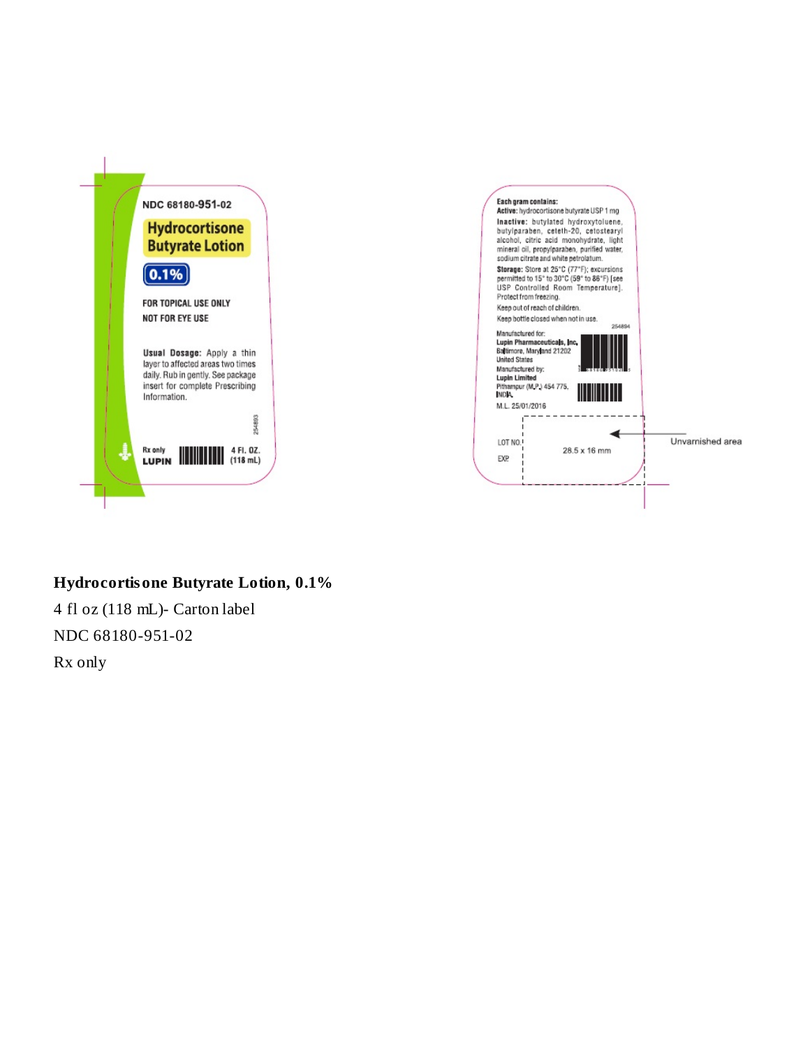NDC 68180-951-02

**Hydrocortisone Butyrate Lotion**

**0.1%**

FOR TOPICAL USE ONLY

NOT FOR EYE USE

**Usual Dosage:** Apply a thin layer to affected areas two times daily. Rub in gently. See package insert for complete Prescribing Information.

254893

Rx only

LUPIN

4 Fl. OZ. (118 mL)

**Each gram contains:**

**Active:** hydrocortisone butyrate USP 1 mg

**Inactive:** butylated hydroxytoluene, butylparaben, ceteth-20, cetostearyl alcohol, citric acid monohydrate, light mineral oil, propylparaben, purified water, sodium citrate and white petrolatum.

**Storage:** Store at 25°C (77°F); excursions permitted to 15° to 30°C (59° to 86°F) [see USP Controlled Room Temperature]. Protect from freezing.

Keep out of reach of children.

Keep bottle closed when not in use.

254894

Manufactured for:
**Lupin Pharmaceuticals, Inc.**
Baltimore, Maryland 21202
United States

Manufactured by:
**Lupin Limited**
Pithampur (M.P.) 454 775,
INDIA.

M.L. 25/01/2016

LOT NO.

EXP.

28.5 x 16 mm

Unvarnished area

**Hydrocortisone Butyrate Lotion, 0.1%**

4 fl oz (118 mL)- Carton label

NDC 68180-951-02

Rx only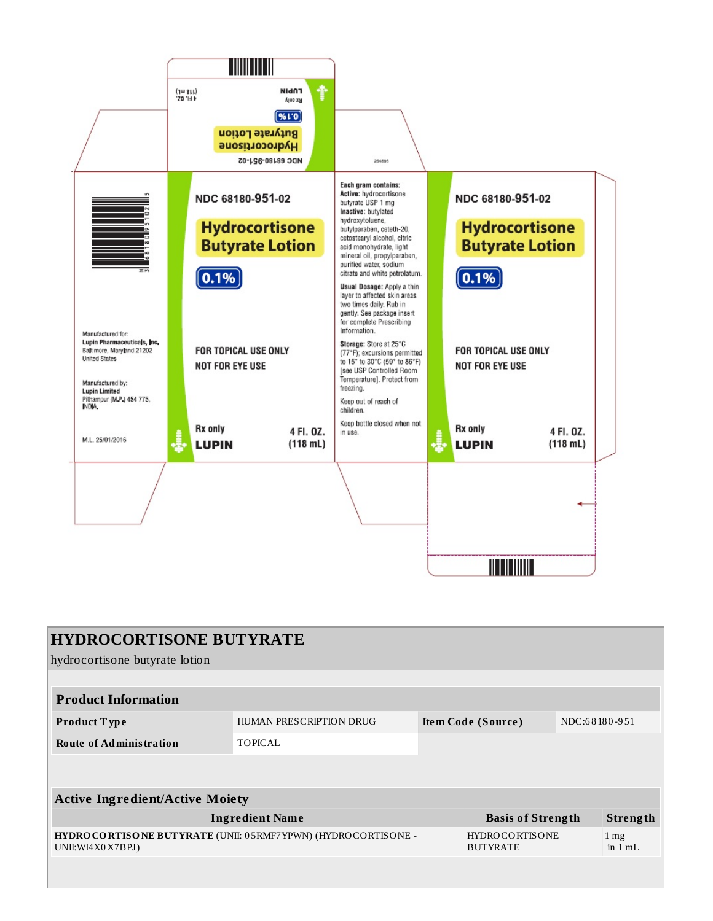NDC 68180-951-02

**Hydrocortisone Butyrate Lotion**

**0.1%**

Rx only

LUPIN

4 Fl. OZ. (118 mL)

254898

Manufactured for:
**Lupin Pharmaceuticals, Inc.**
Baltimore, Maryland 21202
United States

Manufactured by:
**Lupin Limited**
Pithampur (M.P.) 454 775,
INDIA.

M.L. 25/01/2016

NDC 68180-951-02

**Hydrocortisone Butyrate Lotion**

**0.1%**

FOR TOPICAL USE ONLY

NOT FOR EYE USE

Rx only

**LUPIN**

4 Fl. OZ. (118 mL)

**Each gram contains:**
**Active:** hydrocortisone butyrate USP 1 mg
**Inactive:** butylated hydroxytoluene, butylparaben, ceteth-20, cetostearyl alcohol, citric acid monohydrate, light mineral oil, propylparaben, purified water, sodium citrate and white petrolatum.

**Usual Dosage:** Apply a thin layer to affected skin areas two times daily. Rub in gently. See package insert for complete Prescribing Information.

**Storage:** Store at 25°C (77°F); excursions permitted to 15° to 30°C (59° to 86°F) [see USP Controlled Room Temperature]. Protect from freezing.

Keep out of reach of children.

Keep bottle closed when not in use.

NDC 68180-951-02

**Hydrocortisone Butyrate Lotion**

**0.1%**

FOR TOPICAL USE ONLY

NOT FOR EYE USE

Rx only

**LUPIN**

4 Fl. OZ. (118 mL)

# HYDROCORTISONE BUTYRATE

hydrocortisone butyrate lotion

| **Product Information** | | | |
|---|---|---|---|
| **Product Type** | HUMAN PRESCRIPTION DRUG | **Item Code (Source)** | NDC:68180-951 |
| **Route of Administration** | TOPICAL | | |

| **Active Ingredient/Active Moiety** | | |
|---|---|---|
| **Ingredient Name** | **Basis of Strength** | **Strength** |
| **HYDROCORTISONE BUTYRATE** (UNII: 05RMF7YPWN) (HYDROCORTISONE - UNII:WI4X0X7BPJ) | HYDROCORTISONE BUTYRATE | 1 mg in 1 mL |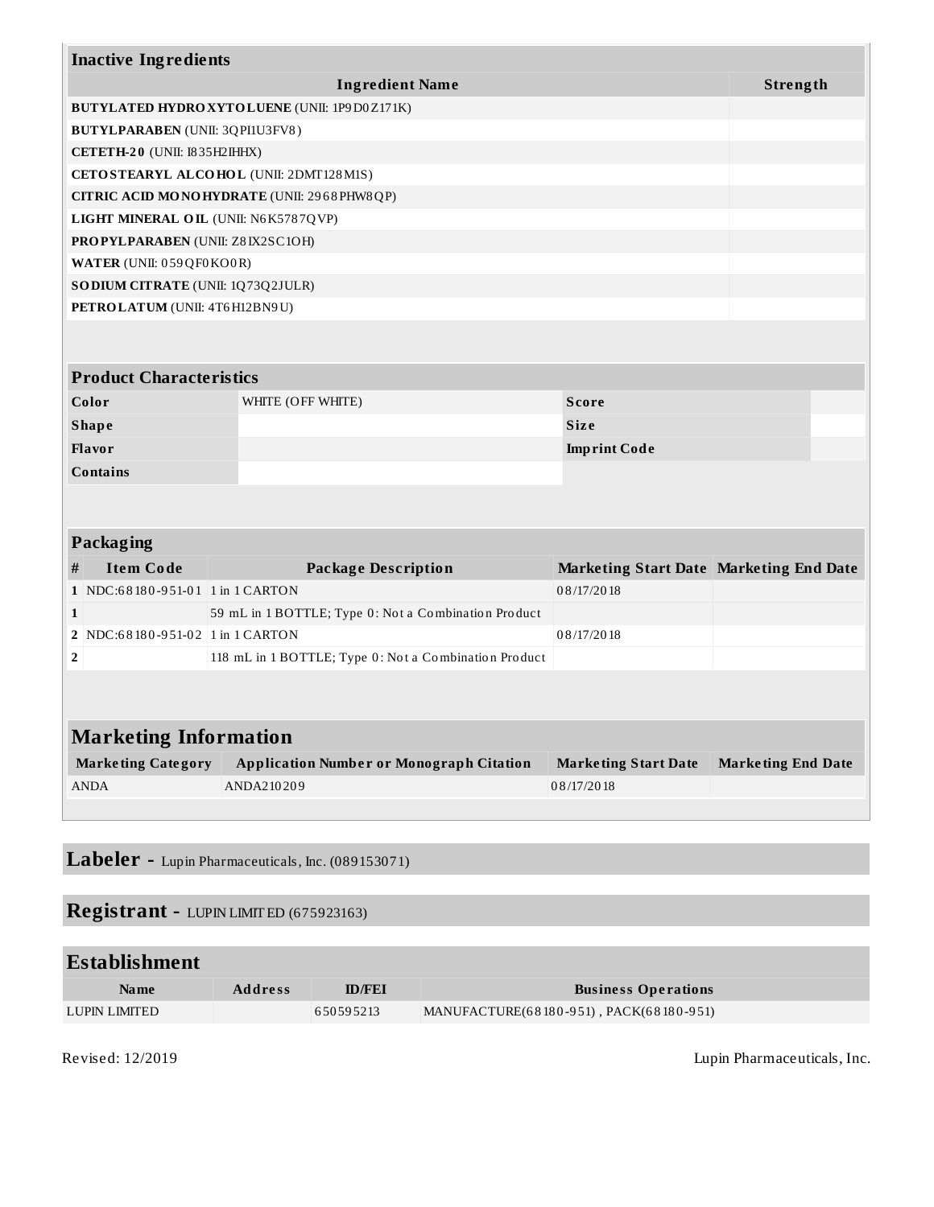| Inactive Ingredients | |
|---|---|
| **Ingredient Name** | **Strength** |
| **BUTYLATED HYDROXYTOLUENE** (UNII: 1P9D0Z171K) | |
| **BUTYLPARABEN** (UNII: 3QPI1U3FV8) | |
| **CETETH-20** (UNII: I835H2IHHX) | |
| **CETOSTEARYL ALCOHOL** (UNII: 2DMT128M1S) | |
| **CITRIC ACID MONOHYDRATE** (UNII: 2968PHW8QP) | |
| **LIGHT MINERAL OIL** (UNII: N6K5787QVP) | |
| **PROPYLPARABEN** (UNII: Z8IX2SC1OH) | |
| **WATER** (UNII: 059QF0KO0R) | |
| **SODIUM CITRATE** (UNII: 1Q73Q2JULR) | |
| **PETROLATUM** (UNII: 4T6H12BN9U) | |

| Product Characteristics | | | |
|---|---|---|---|
| **Color** | WHITE (OFF WHITE) | **Score** | |
| **Shape** | | **Size** | |
| **Flavor** | | **Imprint Code** | |
| **Contains** | | | |

| Packaging | | | | |
|---|---|---|---|---|
| **#** | **Item Code** | **Package Description** | **Marketing Start Date** | **Marketing End Date** |
| 1 | NDC:68180-951-01 | 1 in 1 CARTON | 08/17/2018 | |
| 1 | | 59 mL in 1 BOTTLE; Type 0: Not a Combination Product | | |
| 2 | NDC:68180-951-02 | 1 in 1 CARTON | 08/17/2018 | |
| 2 | | 118 mL in 1 BOTTLE; Type 0: Not a Combination Product | | |

| Marketing Information | | | |
|---|---|---|---|
| **Marketing Category** | **Application Number or Monograph Citation** | **Marketing Start Date** | **Marketing End Date** |
| ANDA | ANDA210209 | 08/17/2018 | |

## Labeler - Lupin Pharmaceuticals, Inc. (089153071)

## Registrant - LUPIN LIMITED (675923163)

| Establishment | | | |
|---|---|---|---|
| **Name** | **Address** | **ID/FEI** | **Business Operations** |
| LUPIN LIMITED | | 650595213 | MANUFACTURE(68180-951) , PACK(68180-951) |

Revised: 12/2019

Lupin Pharmaceuticals, Inc.